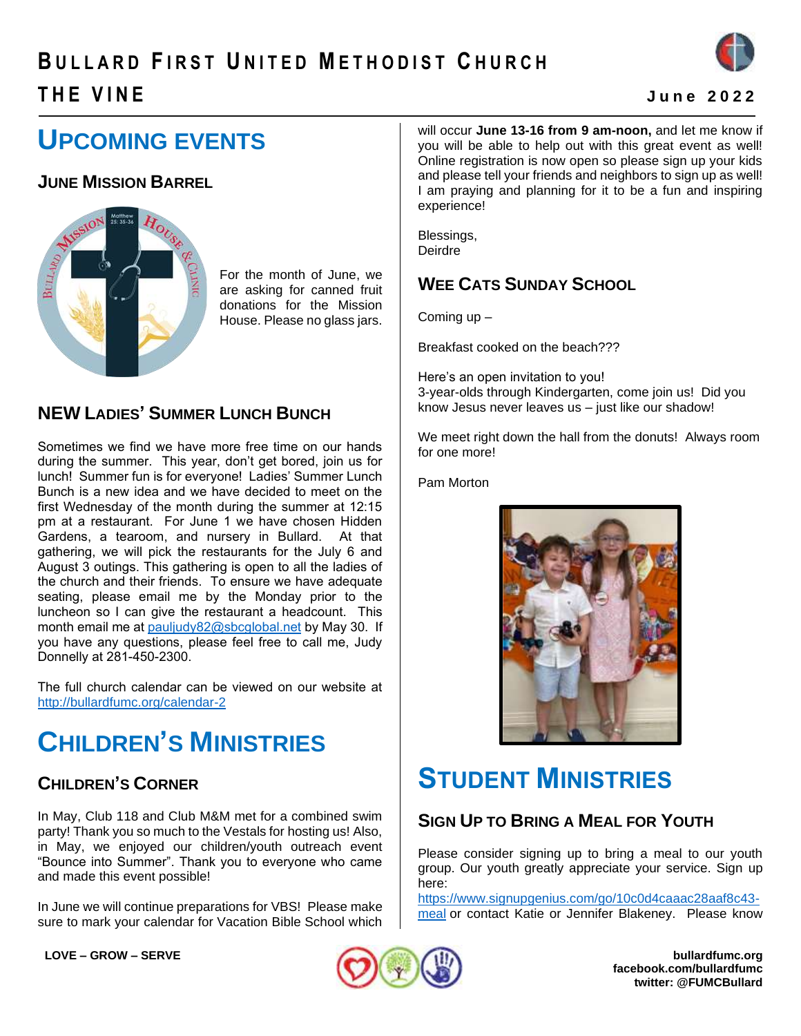# BULLARD FIRST UNITED METHODIST CHURCH

# THE VINE

**June 2022**

## UPCOMING EVENTS

### JUNE MISSION BARREL

For the month of June, we are asking for canned fruit donations for the Mission House. Please no glass jars.

### NEW LADIES' SUMMER LUNCH BUNCH

Sometimes we find we have more free time on our hands during the summer. This year, don't get bored, join us for lunch! Summer fun is for everyone! Ladies' Summer Lunch Bunch is a new idea and we have decided to meet on the first Wednesday of the month during the summer at 12:15 pm at a restaurant. For June 1 we have chosen Hidden Gardens, a tearoom, and nursery in Bullard. At that gathering, we will pick the restaurants for the July 6 and August 3 outings. This gathering is open to all the ladies of the church and their friends. To ensure we have adequate seating, please email me by the Monday prior to the luncheon so I can give the restaurant a headcount. This month email me at pauljudy82@sbcglobal.net by May 30. If you have any questions, please feel free to call me, Judy Donnelly at 281-450-2300.

The full church calendar can be viewed on our website at http://bullardfumc.org/calendar-2

## CHILDREN'S MINISTRIES

### CHILDREN'S CORNER

In May, Club 118 and Club M&M met for a combined swim party! Thank you so much to the Vestals for hosting us! Also, in May, we enjoyed our children/youth outreach event "Bounce into Summer". Thank you to everyone who came and made this event possible!

In June we will continue preparations for VBS! Please make sure to mark your calendar for Vacation Bible School which will occur **June 13-16 from 9 am-noon,** and let me know if you will be able to help out with this great event as well! Online registration is now open so please sign up your kids and please tell your friends and neighbors to sign up as well! I am praying and planning for it to be a fun and inspiring experience!

Blessings,
Deirdre

### WEE CATS SUNDAY SCHOOL

Coming up –

Breakfast cooked on the beach???

Here's an open invitation to you!
3-year-olds through Kindergarten, come join us! Did you know Jesus never leaves us – just like our shadow!

We meet right down the hall from the donuts! Always room for one more!

Pam Morton

## STUDENT MINISTRIES

### SIGN UP TO BRING A MEAL FOR YOUTH

Please consider signing up to bring a meal to our youth group. Our youth greatly appreciate your service. Sign up here: https://www.signupgenius.com/go/10c0d4caaac28aaf8c43-meal or contact Katie or Jennifer Blakeney. Please know

LOVE – GROW – SERVE

bullardfumc.org
facebook.com/bullardfumc
twitter: @FUMCBullard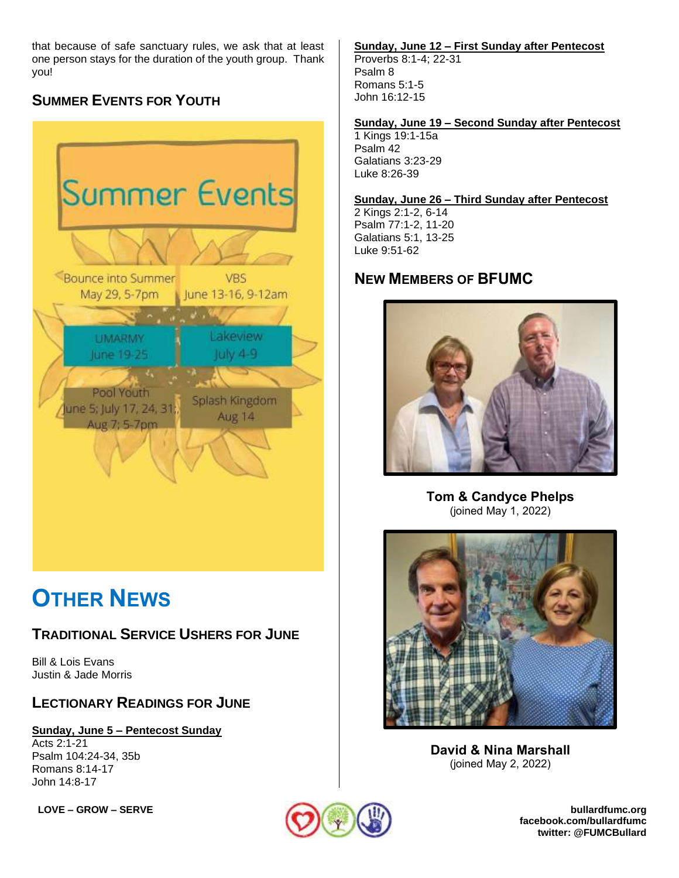that because of safe sanctuary rules, we ask that at least one person stays for the duration of the youth group. Thank you!

### Summer Events for Youth

Summer Events

Bounce into Summer
May 29, 5-7pm

VBS
June 13-16, 9-12am

UMARMY
June 19-25

Lakeview
July 4-9

Pool Youth
June 5; July 17, 24, 31; Aug 7; 5-7pm

Splash Kingdom
Aug 14

## Other News

### Traditional Service Ushers for June

Bill & Lois Evans
Justin & Jade Morris

### Lectionary Readings for June

**Sunday, June 5 – Pentecost Sunday**
Acts 2:1-21
Psalm 104:24-34, 35b
Romans 8:14-17
John 14:8-17

**Sunday, June 12 – First Sunday after Pentecost**
Proverbs 8:1-4; 22-31
Psalm 8
Romans 5:1-5
John 16:12-15

**Sunday, June 19 – Second Sunday after Pentecost**
1 Kings 19:1-15a
Psalm 42
Galatians 3:23-29
Luke 8:26-39

**Sunday, June 26 – Third Sunday after Pentecost**
2 Kings 2:1-2, 6-14
Psalm 77:1-2, 11-20
Galatians 5:1, 13-25
Luke 9:51-62

### New Members of BFUMC

**Tom & Candyce Phelps**
(joined May 1, 2022)

**David & Nina Marshall**
(joined May 2, 2022)

LOVE – GROW – SERVE

bullardfumc.org
facebook.com/bullardfumc
twitter: @FUMCBullard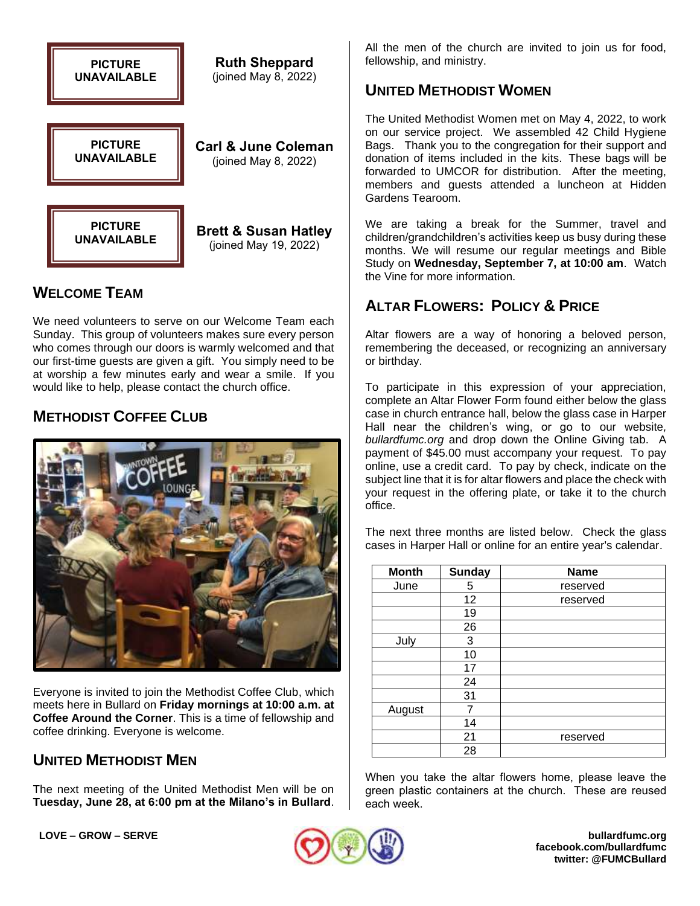PICTURE UNAVAILABLE

**Ruth Sheppard**
(joined May 8, 2022)

PICTURE UNAVAILABLE

**Carl & June Coleman**
(joined May 8, 2022)

PICTURE UNAVAILABLE

**Brett & Susan Hatley**
(joined May 19, 2022)

## Welcome Team

We need volunteers to serve on our Welcome Team each Sunday. This group of volunteers makes sure every person who comes through our doors is warmly welcomed and that our first-time guests are given a gift. You simply need to be at worship a few minutes early and wear a smile. If you would like to help, please contact the church office.

## Methodist Coffee Club

Everyone is invited to join the Methodist Coffee Club, which meets here in Bullard on **Friday mornings at 10:00 a.m. at Coffee Around the Corner**. This is a time of fellowship and coffee drinking. Everyone is welcome.

## United Methodist Men

The next meeting of the United Methodist Men will be on **Tuesday, June 28, at 6:00 pm at the Milano's in Bullard**. All the men of the church are invited to join us for food, fellowship, and ministry.

## United Methodist Women

The United Methodist Women met on May 4, 2022, to work on our service project. We assembled 42 Child Hygiene Bags. Thank you to the congregation for their support and donation of items included in the kits. These bags will be forwarded to UMCOR for distribution. After the meeting, members and guests attended a luncheon at Hidden Gardens Tearoom.

We are taking a break for the Summer, travel and children/grandchildren's activities keep us busy during these months. We will resume our regular meetings and Bible Study on **Wednesday, September 7, at 10:00 am**. Watch the Vine for more information.

## Altar Flowers: Policy & Price

Altar flowers are a way of honoring a beloved person, remembering the deceased, or recognizing an anniversary or birthday.

To participate in this expression of your appreciation, complete an Altar Flower Form found either below the glass case in church entrance hall, below the glass case in Harper Hall near the children's wing, or go to our website, *bullardfumc.org* and drop down the Online Giving tab. A payment of $45.00 must accompany your request. To pay online, use a credit card. To pay by check, indicate on the subject line that it is for altar flowers and place the check with your request in the offering plate, or take it to the church office.

The next three months are listed below. Check the glass cases in Harper Hall or online for an entire year's calendar.

| Month | Sunday | Name |
|---|---|---|
| June | 5 | reserved |
| | 12 | reserved |
| | 19 | |
| | 26 | |
| July | 3 | |
| | 10 | |
| | 17 | |
| | 24 | |
| | 31 | |
| August | 7 | |
| | 14 | |
| | 21 | reserved |
| | 28 | |

When you take the altar flowers home, please leave the green plastic containers at the church. These are reused each week.

**LOVE – GROW – SERVE**

**bullardfumc.org**
**facebook.com/bullardfumc**
**twitter: @FUMCBullard**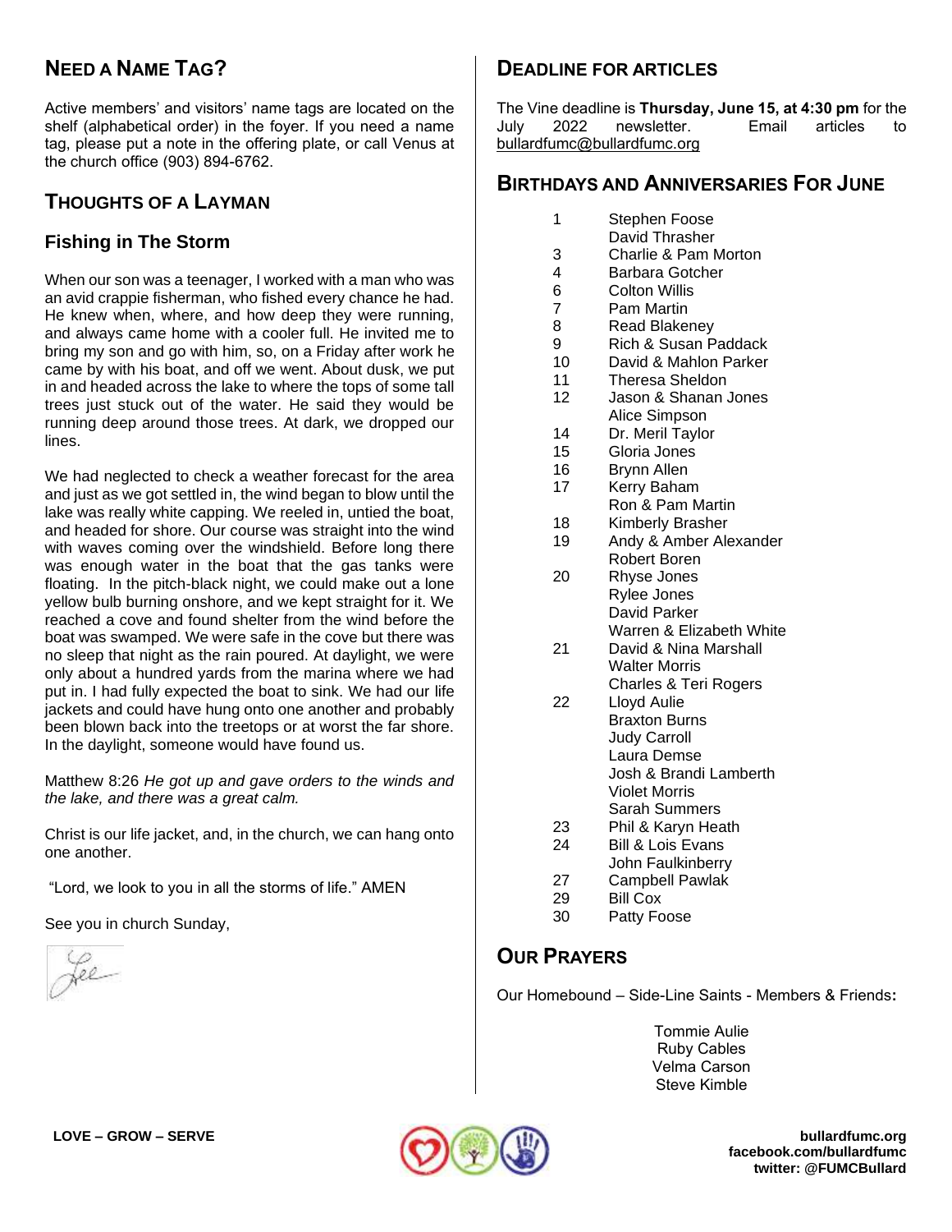## Need a Name Tag?

Active members' and visitors' name tags are located on the shelf (alphabetical order) in the foyer. If you need a name tag, please put a note in the offering plate, or call Venus at the church office (903) 894-6762.

## Thoughts of a Layman

### Fishing in The Storm

When our son was a teenager, I worked with a man who was an avid crappie fisherman, who fished every chance he had. He knew when, where, and how deep they were running, and always came home with a cooler full. He invited me to bring my son and go with him, so, on a Friday after work he came by with his boat, and off we went. About dusk, we put in and headed across the lake to where the tops of some tall trees just stuck out of the water. He said they would be running deep around those trees. At dark, we dropped our lines.

We had neglected to check a weather forecast for the area and just as we got settled in, the wind began to blow until the lake was nearly white capping. We reeled in, untied the boat, and headed for shore. Our course was straight into the wind with waves coming over the windshield. Before long there was enough water in the boat that the gas tanks were floating. In the pitch-black night, we could make out a lone yellow bulb burning onshore, and we kept straight for it. We reached a cove and found shelter from the wind before the boat was swamped. We were safe in the cove but there was no sleep that night as the rain poured. At daylight, we were only about a hundred yards from the marina where we had put in. I had fully expected the boat to sink. We had our life jackets and could have hung onto one another and probably been blown back into the treetops or at worst the far shore. In the daylight, someone would have found us.

Matthew 8:26 *He got up and gave orders to the winds and the lake, and there was a great calm.*

Christ is our life jacket, and, in the church, we can hang onto one another.

"Lord, we look to you in all the storms of life." AMEN

See you in church Sunday,

Lee

## Deadline for Articles

The Vine deadline is **Thursday, June 15, at 4:30 pm** for the July 2022 newsletter. Email articles to bullardfumc@bullardfumc.org

## Birthdays and Anniversaries For June

| | |
|---|---|
| 1 | Stephen Foose |
| | David Thrasher |
| 3 | Charlie & Pam Morton |
| 4 | Barbara Gotcher |
| 6 | Colton Willis |
| 7 | Pam Martin |
| 8 | Read Blakeney |
| 9 | Rich & Susan Paddack |
| 10 | David & Mahlon Parker |
| 11 | Theresa Sheldon |
| 12 | Jason & Shanan Jones |
| | Alice Simpson |
| 14 | Dr. Meril Taylor |
| 15 | Gloria Jones |
| 16 | Brynn Allen |
| 17 | Kerry Baham |
| | Ron & Pam Martin |
| 18 | Kimberly Brasher |
| 19 | Andy & Amber Alexander |
| | Robert Boren |
| 20 | Rhyse Jones |
| | Rylee Jones |
| | David Parker |
| | Warren & Elizabeth White |
| 21 | David & Nina Marshall |
| | Walter Morris |
| | Charles & Teri Rogers |
| 22 | Lloyd Aulie |
| | Braxton Burns |
| | Judy Carroll |
| | Laura Demse |
| | Josh & Brandi Lamberth |
| | Violet Morris |
| | Sarah Summers |
| 23 | Phil & Karyn Heath |
| 24 | Bill & Lois Evans |
| | John Faulkinberry |
| 27 | Campbell Pawlak |
| 29 | Bill Cox |
| 30 | Patty Foose |

## Our Prayers

Our Homebound – Side-Line Saints - Members & Friends**:**

Tommie Aulie
Ruby Cables
Velma Carson
Steve Kimble

**LOVE – GROW – SERVE**

**bullardfumc.org**
**facebook.com/bullardfumc**
**twitter: @FUMCBullard**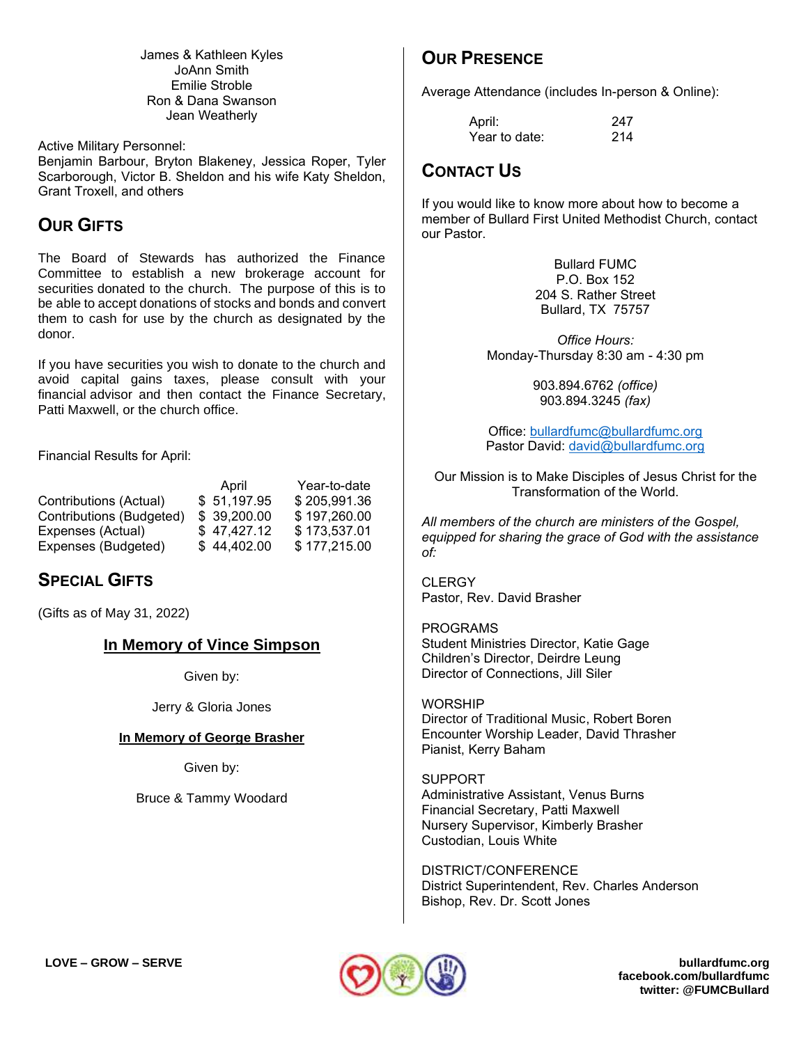James & Kathleen Kyles
JoAnn Smith
Emilie Stroble
Ron & Dana Swanson
Jean Weatherly

Active Military Personnel:
Benjamin Barbour, Bryton Blakeney, Jessica Roper, Tyler Scarborough, Victor B. Sheldon and his wife Katy Sheldon, Grant Troxell, and others

## Our Gifts

The Board of Stewards has authorized the Finance Committee to establish a new brokerage account for securities donated to the church. The purpose of this is to be able to accept donations of stocks and bonds and convert them to cash for use by the church as designated by the donor.

If you have securities you wish to donate to the church and avoid capital gains taxes, please consult with your financial advisor and then contact the Finance Secretary, Patti Maxwell, or the church office.

Financial Results for April:

| | April | Year-to-date |
|---|---|---|
| Contributions (Actual) | $ 51,197.95 | $ 205,991.36 |
| Contributions (Budgeted) | $ 39,200.00 | $ 197,260.00 |
| Expenses (Actual) | $ 47,427.12 | $ 173,537.01 |
| Expenses (Budgeted) | $ 44,402.00 | $ 177,215.00 |

## Special Gifts

(Gifts as of May 31, 2022)

**In Memory of Vince Simpson**

Given by:

Jerry & Gloria Jones

**In Memory of George Brasher**

Given by:

Bruce & Tammy Woodard

## Our Presence

Average Attendance (includes In-person & Online):

| | |
|---|---|
| April: | 247 |
| Year to date: | 214 |

## Contact Us

If you would like to know more about how to become a member of Bullard First United Methodist Church, contact our Pastor.

Bullard FUMC
P.O. Box 152
204 S. Rather Street
Bullard, TX 75757

*Office Hours:*
Monday-Thursday 8:30 am - 4:30 pm

903.894.6762 *(office)*
903.894.3245 *(fax)*

Office: bullardfumc@bullardfumc.org
Pastor David: david@bullardfumc.org

Our Mission is to Make Disciples of Jesus Christ for the Transformation of the World.

*All members of the church are ministers of the Gospel, equipped for sharing the grace of God with the assistance of:*

CLERGY
Pastor, Rev. David Brasher

PROGRAMS
Student Ministries Director, Katie Gage
Children's Director, Deirdre Leung
Director of Connections, Jill Siler

WORSHIP
Director of Traditional Music, Robert Boren
Encounter Worship Leader, David Thrasher
Pianist, Kerry Baham

SUPPORT
Administrative Assistant, Venus Burns
Financial Secretary, Patti Maxwell
Nursery Supervisor, Kimberly Brasher
Custodian, Louis White

DISTRICT/CONFERENCE
District Superintendent, Rev. Charles Anderson
Bishop, Rev. Dr. Scott Jones

**LOVE – GROW – SERVE**

**bullardfumc.org**
**facebook.com/bullardfumc**
**twitter: @FUMCBullard**